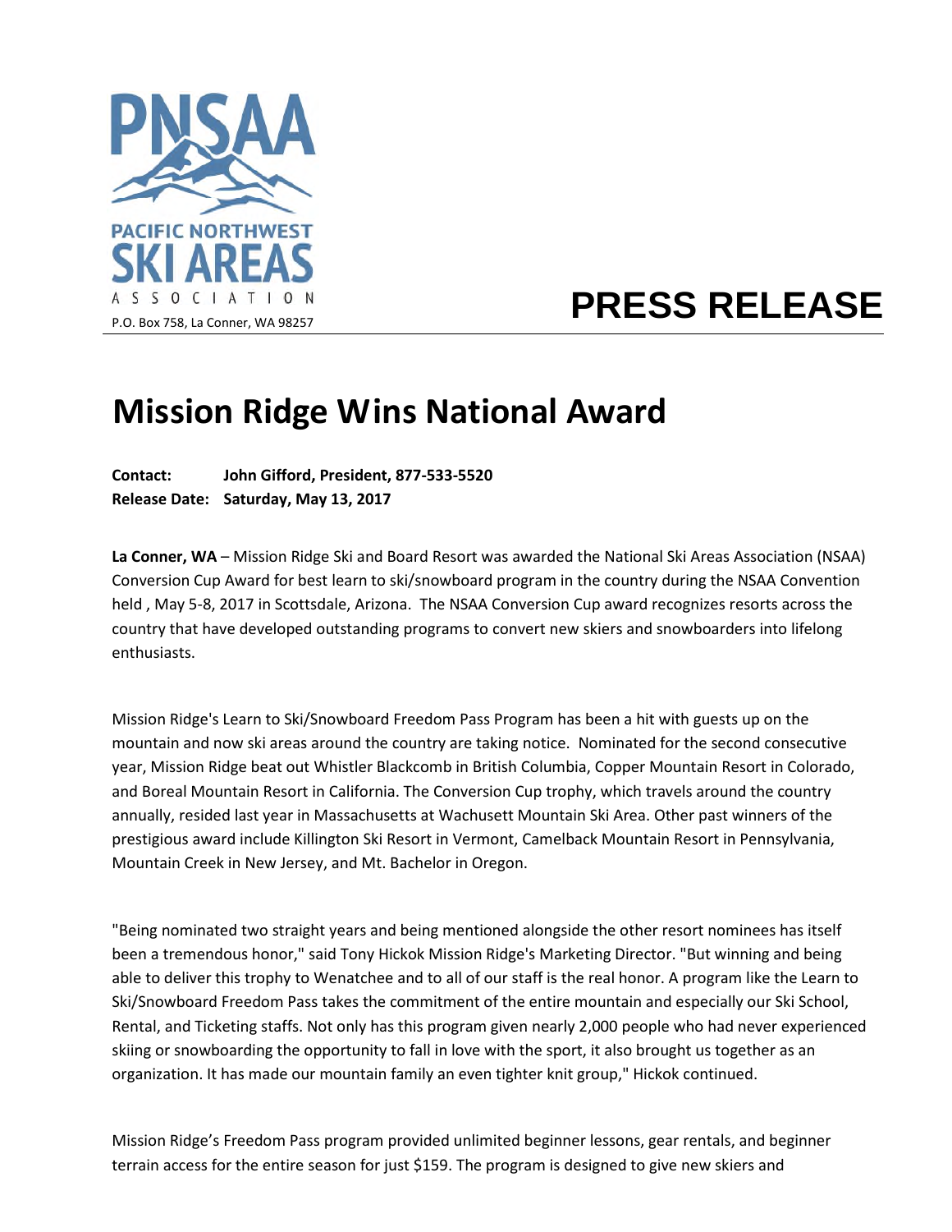PACIFIC NORTHWEST SKI AREAS ASSOCIATION

P.O. Box 758, La Conner, WA 98257

# PRESS RELEASE

# Mission Ridge Wins National Award

**Contact:** **John Gifford, President, 877-533-5520**
**Release Date:** **Saturday, May 13, 2017**

**La Conner, WA** – Mission Ridge Ski and Board Resort was awarded the National Ski Areas Association (NSAA) Conversion Cup Award for best learn to ski/snowboard program in the country during the NSAA Convention held , May 5-8, 2017 in Scottsdale, Arizona. The NSAA Conversion Cup award recognizes resorts across the country that have developed outstanding programs to convert new skiers and snowboarders into lifelong enthusiasts.

Mission Ridge's Learn to Ski/Snowboard Freedom Pass Program has been a hit with guests up on the mountain and now ski areas around the country are taking notice. Nominated for the second consecutive year, Mission Ridge beat out Whistler Blackcomb in British Columbia, Copper Mountain Resort in Colorado, and Boreal Mountain Resort in California. The Conversion Cup trophy, which travels around the country annually, resided last year in Massachusetts at Wachusett Mountain Ski Area. Other past winners of the prestigious award include Killington Ski Resort in Vermont, Camelback Mountain Resort in Pennsylvania, Mountain Creek in New Jersey, and Mt. Bachelor in Oregon.

"Being nominated two straight years and being mentioned alongside the other resort nominees has itself been a tremendous honor," said Tony Hickok Mission Ridge's Marketing Director. "But winning and being able to deliver this trophy to Wenatchee and to all of our staff is the real honor. A program like the Learn to Ski/Snowboard Freedom Pass takes the commitment of the entire mountain and especially our Ski School, Rental, and Ticketing staffs. Not only has this program given nearly 2,000 people who had never experienced skiing or snowboarding the opportunity to fall in love with the sport, it also brought us together as an organization. It has made our mountain family an even tighter knit group," Hickok continued.

Mission Ridge's Freedom Pass program provided unlimited beginner lessons, gear rentals, and beginner terrain access for the entire season for just $159. The program is designed to give new skiers and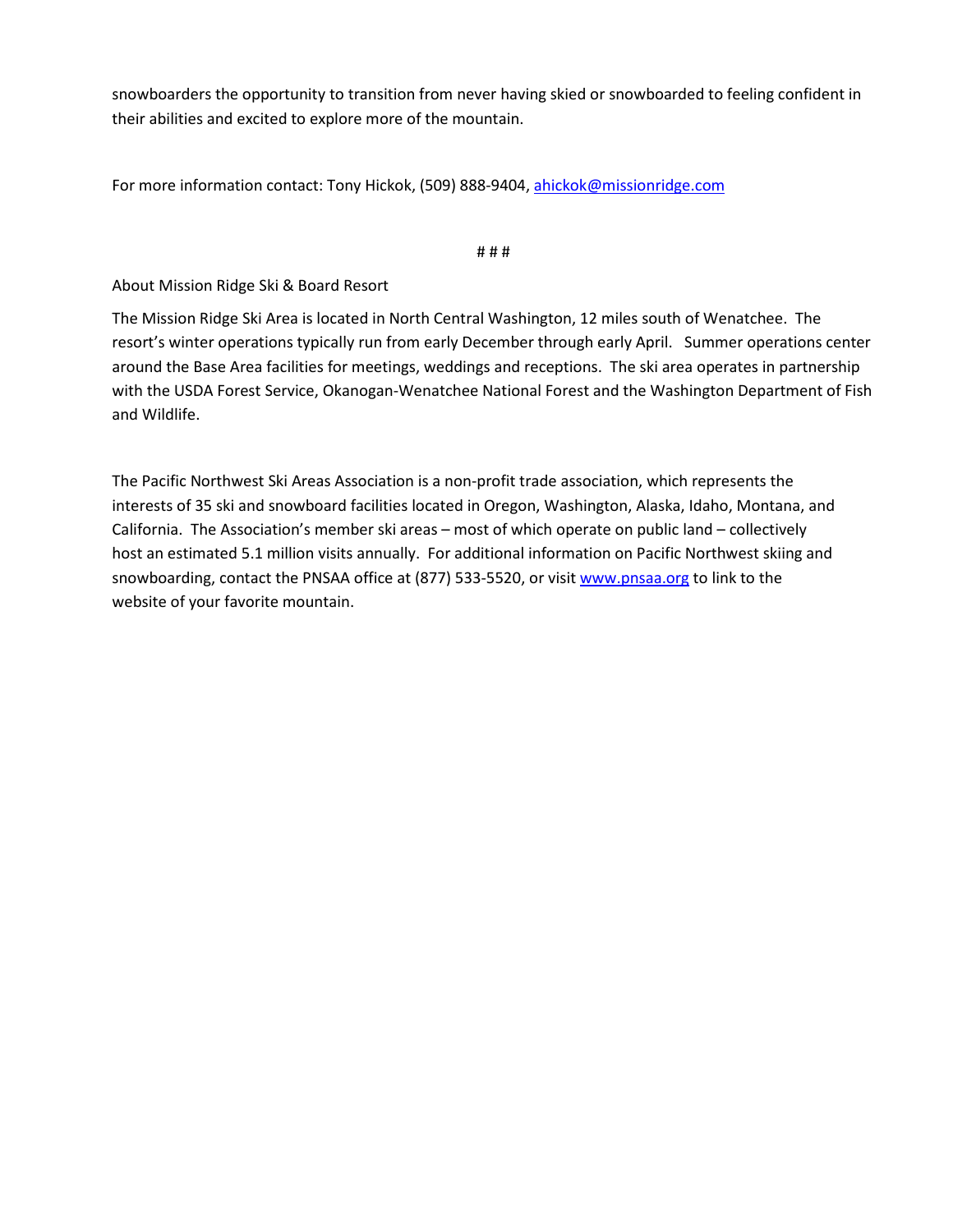snowboarders the opportunity to transition from never having skied or snowboarded to feeling confident in their abilities and excited to explore more of the mountain.

For more information contact: Tony Hickok, (509) 888-9404, ahickok@missionridge.com

# # #

About Mission Ridge Ski & Board Resort

The Mission Ridge Ski Area is located in North Central Washington, 12 miles south of Wenatchee. The resort's winter operations typically run from early December through early April. Summer operations center around the Base Area facilities for meetings, weddings and receptions. The ski area operates in partnership with the USDA Forest Service, Okanogan-Wenatchee National Forest and the Washington Department of Fish and Wildlife.

The Pacific Northwest Ski Areas Association is a non-profit trade association, which represents the interests of 35 ski and snowboard facilities located in Oregon, Washington, Alaska, Idaho, Montana, and California. The Association's member ski areas – most of which operate on public land – collectively host an estimated 5.1 million visits annually. For additional information on Pacific Northwest skiing and snowboarding, contact the PNSAA office at (877) 533-5520, or visit www.pnsaa.org to link to the website of your favorite mountain.